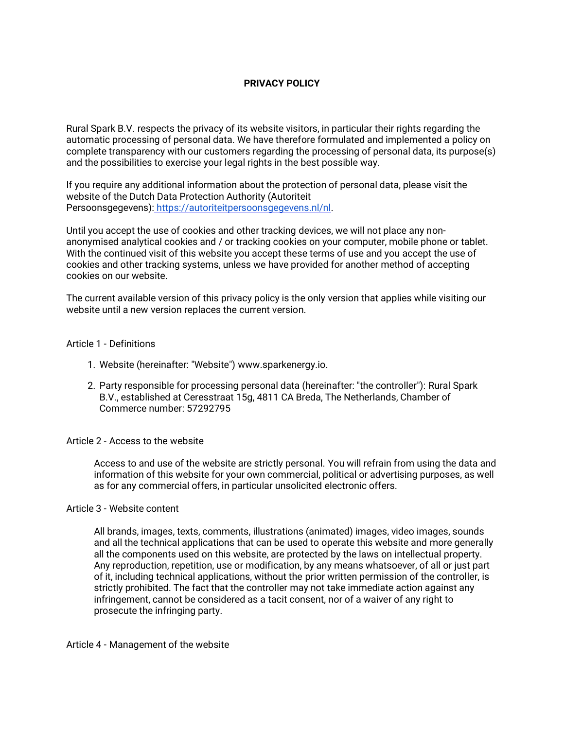# PRIVACY POLICY

Rural Spark B.V. respects the privacy of its website visitors, in particular their rights regarding the automatic processing of personal data. We have therefore formulated and implemented a policy on complete transparency with our customers regarding the processing of personal data, its purpose(s) and the possibilities to exercise your legal rights in the best possible way.

If you require any additional information about the protection of personal data, please visit the website of the Dutch Data Protection Authority (Autoriteit Persoonsgegevens): [https://autoriteitpersoonsgegevens.nl/nl](https://autoriteitpersoonsgegevens.nl/nl).

Until you accept the use of cookies and other tracking devices, we will not place any non-anonymised analytical cookies and / or tracking cookies on your computer, mobile phone or tablet. With the continued visit of this website you accept these terms of use and you accept the use of cookies and other tracking systems, unless we have provided for another method of accepting cookies on our website.

The current available version of this privacy policy is the only version that applies while visiting our website until a new version replaces the current version.

## Article 1 - Definitions

1. Website (hereinafter: "Website") www.sparkenergy.io.
2. Party responsible for processing personal data (hereinafter: "the controller"): Rural Spark B.V., established at Ceresstraat 15g, 4811 CA Breda, The Netherlands, Chamber of Commerce number: 57292795

## Article 2 - Access to the website

Access to and use of the website are strictly personal. You will refrain from using the data and information of this website for your own commercial, political or advertising purposes, as well as for any commercial offers, in particular unsolicited electronic offers.

## Article 3 - Website content

All brands, images, texts, comments, illustrations (animated) images, video images, sounds and all the technical applications that can be used to operate this website and more generally all the components used on this website, are protected by the laws on intellectual property. Any reproduction, repetition, use or modification, by any means whatsoever, of all or just part of it, including technical applications, without the prior written permission of the controller, is strictly prohibited. The fact that the controller may not take immediate action against any infringement, cannot be considered as a tacit consent, nor of a waiver of any right to prosecute the infringing party.

## Article 4 - Management of the website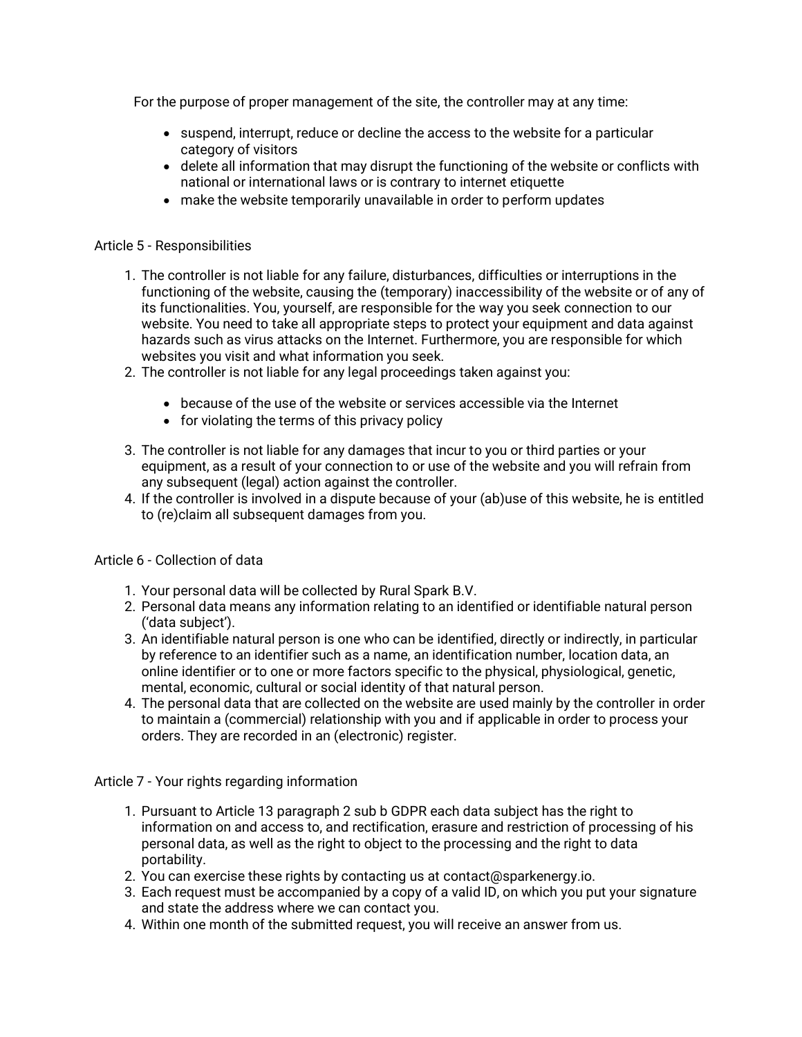For the purpose of proper management of the site, the controller may at any time:

- suspend, interrupt, reduce or decline the access to the website for a particular category of visitors
- delete all information that may disrupt the functioning of the website or conflicts with national or international laws or is contrary to internet etiquette
- make the website temporarily unavailable in order to perform updates

## Article 5 - Responsibilities

1. The controller is not liable for any failure, disturbances, difficulties or interruptions in the functioning of the website, causing the (temporary) inaccessibility of the website or of any of its functionalities. You, yourself, are responsible for the way you seek connection to our website. You need to take all appropriate steps to protect your equipment and data against hazards such as virus attacks on the Internet. Furthermore, you are responsible for which websites you visit and what information you seek.
2. The controller is not liable for any legal proceedings taken against you:
   - because of the use of the website or services accessible via the Internet
   - for violating the terms of this privacy policy
3. The controller is not liable for any damages that incur to you or third parties or your equipment, as a result of your connection to or use of the website and you will refrain from any subsequent (legal) action against the controller.
4. If the controller is involved in a dispute because of your (ab)use of this website, he is entitled to (re)claim all subsequent damages from you.

## Article 6 - Collection of data

1. Your personal data will be collected by Rural Spark B.V.
2. Personal data means any information relating to an identified or identifiable natural person ('data subject').
3. An identifiable natural person is one who can be identified, directly or indirectly, in particular by reference to an identifier such as a name, an identification number, location data, an online identifier or to one or more factors specific to the physical, physiological, genetic, mental, economic, cultural or social identity of that natural person.
4. The personal data that are collected on the website are used mainly by the controller in order to maintain a (commercial) relationship with you and if applicable in order to process your orders. They are recorded in an (electronic) register.

## Article 7 - Your rights regarding information

1. Pursuant to Article 13 paragraph 2 sub b GDPR each data subject has the right to information on and access to, and rectification, erasure and restriction of processing of his personal data, as well as the right to object to the processing and the right to data portability.
2. You can exercise these rights by contacting us at contact@sparkenergy.io.
3. Each request must be accompanied by a copy of a valid ID, on which you put your signature and state the address where we can contact you.
4. Within one month of the submitted request, you will receive an answer from us.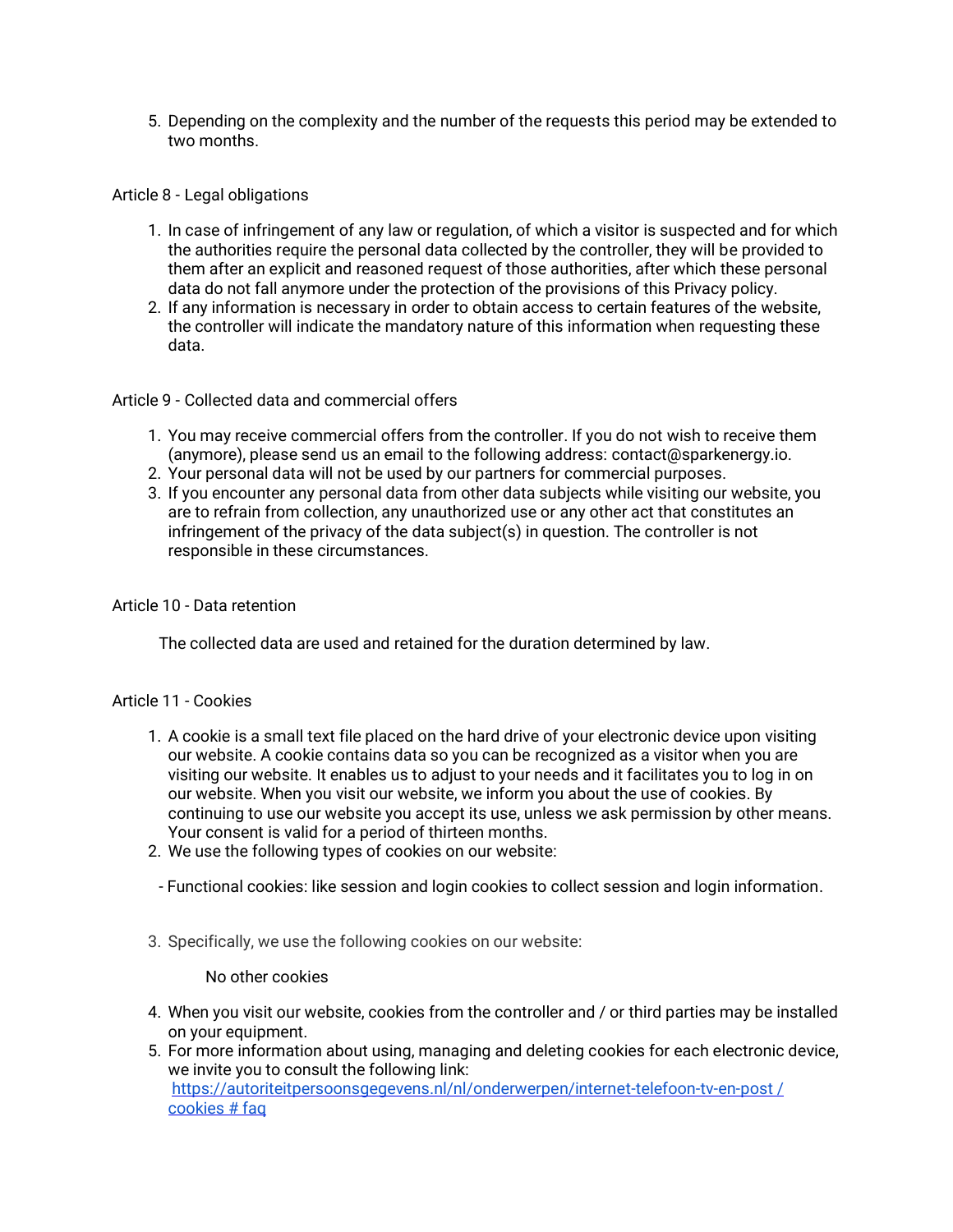5. Depending on the complexity and the number of the requests this period may be extended to two months.

## Article 8 - Legal obligations

1. In case of infringement of any law or regulation, of which a visitor is suspected and for which the authorities require the personal data collected by the controller, they will be provided to them after an explicit and reasoned request of those authorities, after which these personal data do not fall anymore under the protection of the provisions of this Privacy policy.
2. If any information is necessary in order to obtain access to certain features of the website, the controller will indicate the mandatory nature of this information when requesting these data.

## Article 9 - Collected data and commercial offers

1. You may receive commercial offers from the controller. If you do not wish to receive them (anymore), please send us an email to the following address: contact@sparkenergy.io.
2. Your personal data will not be used by our partners for commercial purposes.
3. If you encounter any personal data from other data subjects while visiting our website, you are to refrain from collection, any unauthorized use or any other act that constitutes an infringement of the privacy of the data subject(s) in question. The controller is not responsible in these circumstances.

## Article 10 - Data retention

The collected data are used and retained for the duration determined by law.

## Article 11 - Cookies

1. A cookie is a small text file placed on the hard drive of your electronic device upon visiting our website. A cookie contains data so you can be recognized as a visitor when you are visiting our website. It enables us to adjust to your needs and it facilitates you to log in on our website. When you visit our website, we inform you about the use of cookies. By continuing to use our website you accept its use, unless we ask permission by other means. Your consent is valid for a period of thirteen months.
2. We use the following types of cookies on our website:

   - Functional cookies: like session and login cookies to collect session and login information.

3. Specifically, we use the following cookies on our website:

   No other cookies

4. When you visit our website, cookies from the controller and / or third parties may be installed on your equipment.
5. For more information about using, managing and deleting cookies for each electronic device, we invite you to consult the following link: [https://autoriteitpersoonsgegevens.nl/nl/onderwerpen/internet-telefoon-tv-en-post / cookies # faq](https://autoriteitpersoonsgegevens.nl/nl/onderwerpen/internet-telefoon-tv-en-post/cookies#faq)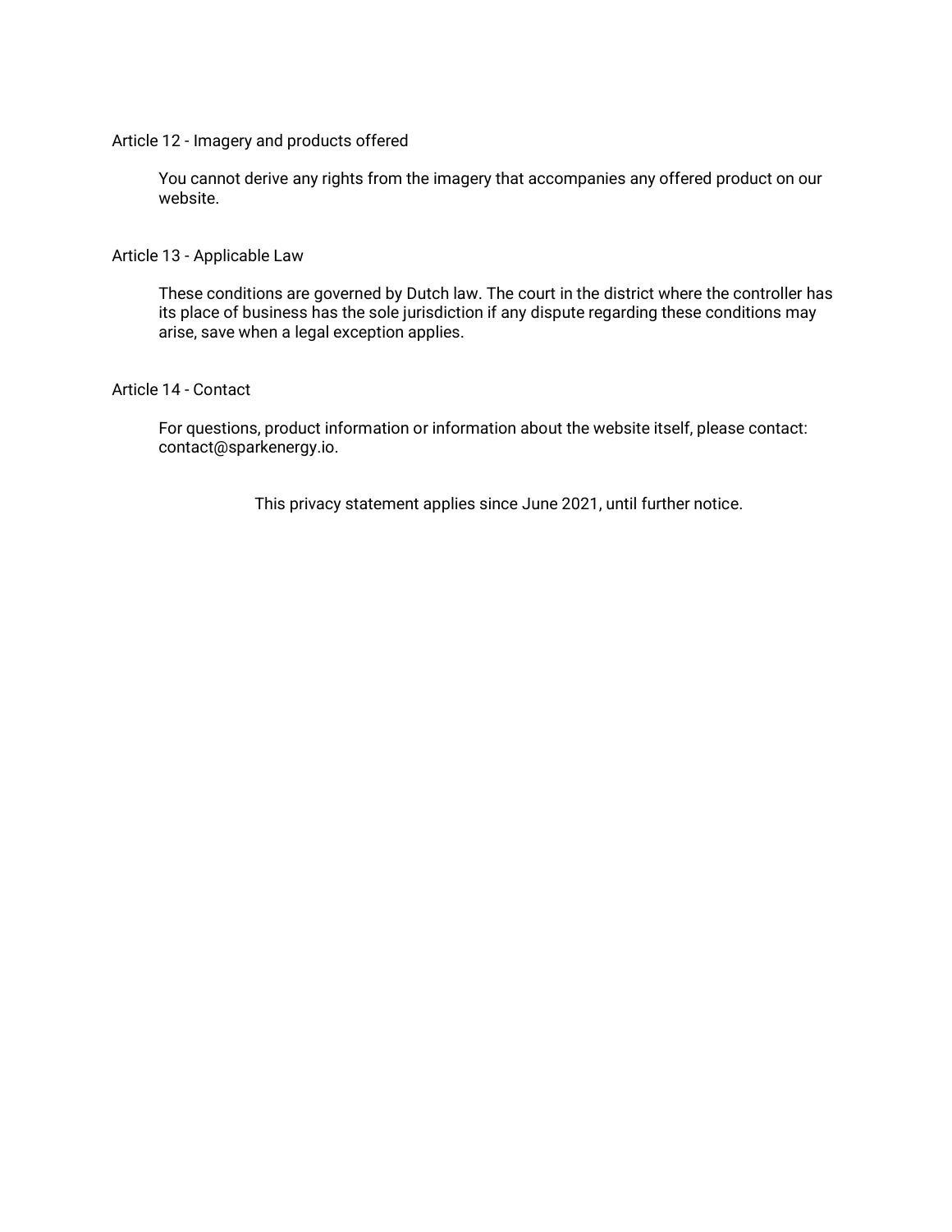### Article 12 - Imagery and products offered

You cannot derive any rights from the imagery that accompanies any offered product on our website.

### Article 13 - Applicable Law

These conditions are governed by Dutch law. The court in the district where the controller has its place of business has the sole jurisdiction if any dispute regarding these conditions may arise, save when a legal exception applies.

### Article 14 - Contact

For questions, product information or information about the website itself, please contact: contact@sparkenergy.io.

This privacy statement applies since June 2021, until further notice.